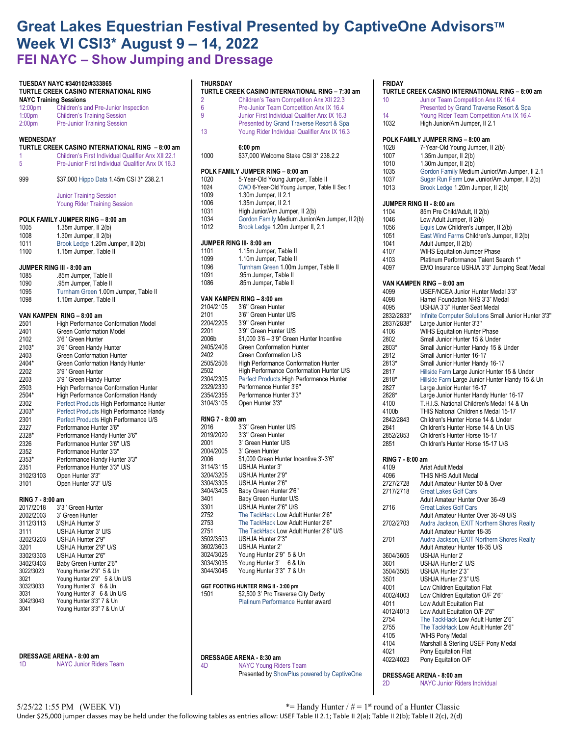# Great Lakes Equestrian Festival Presented by CaptiveOne Advisors™ Week VI CSI3* August 9 – 14, 2022

## FEI NAYC – Show Jumping and Dressage

### TUESDAY NAYC #340102/#333865

**TURTLE CREEK CASINO INTERNATIONAL RING**

**NAYC Training Sessions**

| | |
|---|---|
| 12:00pm | Children's and Pre-Junior Inspection |
| 1:00pm | Children's Training Session |
| 2:00pm | Pre-Junior Training Session |

### WEDNESDAY

**TURTLE CREEK CASINO INTERNATIONAL RING – 8:00 am**

| | |
|---|---|
| 1 | Children's First Individual Qualifier Anx XII 22.1 |
| 5 | Pre-Junior First Individual Qualifier Anx IX 16.3 |
| 999 | $37,000 Hippo Data 1.45m CSI 3* 238.2.1 |
| | Junior Training Session |
| | Young Rider Training Session |

**POLK FAMILY JUMPER RING – 8:00 am**

| | |
|---|---|
| 1005 | 1.35m Jumper, II 2(b) |
| 1008 | 1.30m Jumper, II 2(b) |
| 1011 | Brook Ledge 1.20m Jumper, II 2(b) |
| 1100 | 1.15m Jumper, Table II |

**JUMPER RING III - 8:00 am**

| | |
|---|---|
| 1085 | .85m Jumper, Table II |
| 1090 | .95m Jumper, Table II |
| 1095 | Turnham Green 1.00m Jumper, Table II |
| 1098 | 1.10m Jumper, Table II |

**VAN KAMPEN RING – 8:00 am**

| | |
|---|---|
| 2501 | High Performance Conformation Model |
| 2401 | Green Conformation Model |
| 2102 | 3'6'' Green Hunter |
| 2103* | 3'6'' Green Handy Hunter |
| 2403 | Green Conformation Hunter |
| 2404* | Green Conformation Handy Hunter |
| 2202 | 3'9'' Green Hunter |
| 2203 | 3'9'' Green Handy Hunter |
| 2503 | High Performance Conformation Hunter |
| 2504* | High Performance Conformation Handy |
| 2302 | Perfect Products High Performance Hunter |
| 2303* | Perfect Products High Performance Handy |
| 2301 | Perfect Products High Performance U/S |
| 2327 | Performance Hunter 3'6" |
| 2328* | Performance Handy Hunter 3'6" |
| 2326 | Performance Hunter 3'6" U/S |
| 2352 | Performance Hunter 3'3" |
| 2353* | Performance Handy Hunter 3'3" |
| 2351 | Performance Hunter 3'3" U/S |
| 3102/3103 | Open Hunter 3'3" |
| 3101 | Open Hunter 3'3" U/S |

**RING 7 - 8:00 am**

| | |
|---|---|
| 2017/2018 | 3'3'' Green Hunter |
| 2002/2003 | 3' Green Hunter |
| 3112/3113 | USHJA Hunter 3' |
| 3111 | USHJA Hunter 3' U/S |
| 3202/3203 | USHJA Hunter 2'9" |
| 3201 | USHJA Hunter 2'9" U/S |
| 3302/3303 | USHJA Hunter 2'6" |
| 3402/3403 | Baby Green Hunter 2'6" |
| 3022/3023 | Young Hunter 2'9" 5 & Un |
| 3021 | Young Hunter 2'9" 5 & Un U/S |
| 3032/3033 | Young Hunter 3' 6 & Un |
| 3031 | Young Hunter 3' 6 & Un U/S |
| 3042/3043 | Young Hunter 3'3" 7 & Un |
| 3041 | Young Hunter 3'3" 7 & Un U/ |

**DRESSAGE ARENA - 8:00 am**

| | |
|---|---|
| 1D | NAYC Junior Riders Team |

### THURSDAY

**TURTLE CREEK CASINO INTERNATIONAL RING – 7:30 am**

| | |
|---|---|
| 2 | Children's Team Competition Anx XII 22.3 |
| 6 | Pre-Junior Team Competition Anx IX 16.4 |
| 9 | Junior First Individual Qualifier Anx IX 16.3 Presented by Grand Traverse Resort & Spa |
| 13 | Young Rider Individual Qualifier Anx IX 16.3 |
| | **6:00 pm** |
| 1000 | $37,000 Welcome Stake CSI 3* 238.2.2 |

**POLK FAMILY JUMPER RING – 8:00 am**

| | |
|---|---|
| 1020 | 5-Year-Old Young Jumper, Table II |
| 1024 | CWD 6-Year-Old Young Jumper, Table II Sec 1 |
| 1009 | 1.30m Jumper, II 2.1 |
| 1006 | 1.35m Jumper, II 2.1 |
| 1031 | High Junior/Am Jumper, II 2(b) |
| 1034 | Gordon Family Medium Junior/Am Jumper, II 2(b) |
| 1012 | Brook Ledge 1.20m Jumper II, 2.1 |

**JUMPER RING III- 8:00 am**

| | |
|---|---|
| 1101 | 1.15m Jumper, Table II |
| 1099 | 1.10m Jumper, Table II |
| 1096 | Turnham Green 1.00m Jumper, Table II |
| 1091 | .95m Jumper, Table II |
| 1086 | .85m Jumper, Table II |

**VAN KAMPEN RING – 8:00 am**

| | |
|---|---|
| 2104/2105 | 3'6'' Green Hunter |
| 2101 | 3'6'' Green Hunter U/S |
| 2204/2205 | 3'9'' Green Hunter |
| 2201 | 3'9'' Green Hunter U/S |
| 2006b | $1,000 3'6 – 3'9" Green Hunter Incentive |
| 2405/2406 | Green Conformation Hunter |
| 2402 | Green Conformation U/S |
| 2505/2506 | High Performance Conformation Hunter |
| 2502 | High Performance Conformation Hunter U/S |
| 2304/2305 | Perfect Products High Performance Hunter |
| 2329/2330 | Performance Hunter 3'6" |
| 2354/2355 | Performance Hunter 3'3" |
| 3104/3105 | Open Hunter 3'3" |

**RING 7 - 8:00 am**

| | |
|---|---|
| 2016 | 3'3'' Green Hunter U/S |
| 2019/2020 | 3'3'' Green Hunter |
| 2001 | 3' Green Hunter U/S |
| 2004/2005 | 3' Green Hunter |
| 2006 | $1,000 Green Hunter Incentive 3'-3'6" |
| 3114/3115 | USHJA Hunter 3' |
| 3204/3205 | USHJA Hunter 2'9" |
| 3304/3305 | USHJA Hunter 2'6" |
| 3404/3405 | Baby Green Hunter 2'6" |
| 3401 | Baby Green Hunter U/S |
| 3301 | USHJA Hunter 2'6" U/S |
| 2752 | The TackHack Low Adult Hunter 2'6" |
| 2753 | The TackHack Low Adult Hunter 2'6" |
| 2751 | The TackHack Low Adult Hunter 2'6" U/S |
| 3502/3503 | USHJA Hunter 2'3" |
| 3602/3603 | USHJA Hunter 2' |
| 3024/3025 | Young Hunter 2'9" 5 & Un |
| 3034/3035 | Young Hunter 3' 6 & Un |
| 3044/3045 | Young Hunter 3'3" 7 & Un |

**GGT FOOTING HUNTER RING II - 3:00 pm**

| | |
|---|---|
| 1501 | $2,500 3' Pro Traverse City Derby Platinum Performance Hunter award |

**DRESSAGE ARENA - 8:30 am**

| | |
|---|---|
| 4D | NAYC Young Riders Team Presented by ShowPlus powered by CaptiveOne |

### FRIDAY

**TURTLE CREEK CASINO INTERNATIONAL RING – 8:00 am**

| | |
|---|---|
| 10 | Junior Team Competition Anx IX 16.4 Presented by Grand Traverse Resort & Spa |
| 14 | Young Rider Team Competition Anx IX 16.4 |
| 1032 | High Junior/Am Jumper, II 2.1 |

**POLK FAMILY JUMPER RING – 8:00 am**

| | |
|---|---|
| 1028 | 7-Year-Old Young Jumper, II 2(b) |
| 1007 | 1.35m Jumper, II 2(b) |
| 1010 | 1.30m Jumper, II 2(b) |
| 1035 | Gordon Family Medium Junior/Am Jumper, II 2.1 |
| 1037 | Sugar Run Farm Low Junior/Am Jumper, II 2(b) |
| 1013 | Brook Ledge 1.20m Jumper, II 2(b) |

**JUMPER RING III - 8:00 am**

| | |
|---|---|
| 1104 | 85m Pre Child/Adult, II 2(b) |
| 1046 | Low Adult Jumper, II 2(b) |
| 1056 | Equis Low Children's Jumper, II 2(b) |
| 1051 | East Wind Farms Children's Jumper, II 2(b) |
| 1041 | Adult Jumper, II 2(b) |
| 4107 | WIHS Equitation Jumper Phase |
| 4103 | Platinum Performance Talent Search 1* |
| 4097 | EMO Insurance USHJA 3'3" Jumping Seat Medal |

**VAN KAMPEN RING – 8:00 am**

| | |
|---|---|
| 4099 | USEF/NCEA Junior Hunter Medal 3'3" |
| 4098 | Hamel Foundation NHS 3'3" Medal |
| 4095 | USHJA 3'3" Hunter Seat Medal |
| 2832/2833* | Infinite Computer Solutions Small Junior Hunter 3'3" |
| 2837/2838* | Large Junior Hunter 3'3" |
| 4106 | WIHS Equitation Hunter Phase |
| 2802 | Small Junior Hunter 15 & Under |
| 2803* | Small Junior Hunter Handy 15 & Under |
| 2812 | Small Junior Hunter 16-17 |
| 2813* | Small Junior Hunter Handy 16-17 |
| 2817 | Hillside Farm Large Junior Hunter 15 & Under |
| 2818* | Hillside Farm Large Junior Hunter Handy 15 & Un |
| 2827 | Large Junior Hunter 16-17 |
| 2828* | Large Junior Hunter Handy Hunter 16-17 |
| 4100 | T.H.I.S. National Children's Medal 14 & Un |
| 4100b | THIS National Children's Medal 15-17 |
| 2842/2843 | Children's Hunter Horse 14 & Under |
| 2841 | Children's Hunter Horse 14 & Un U/S |
| 2852/2853 | Children's Hunter Horse 15-17 |
| 2851 | Children's Hunter Horse 15-17 U/S |

**RING 7 - 8:00 am**

| | |
|---|---|
| 4109 | Ariat Adult Medal |
| 4096 | THIS NHS Adult Medal |
| 2727/2728 | Adult Amateur Hunter 50 & Over |
| 2717/2718 | Great Lakes Golf Cars Adult Amateur Hunter Over 36-49 |
| 2716 | Great Lakes Golf Cars Adult Amateur Hunter Over 36-49 U/S |
| 2702/2703 | Audra Jackson, EXIT Northern Shores Realty Adult Amateur Hunter 18-35 |
| 2701 | Audra Jackson, EXIT Northern Shores Realty Adult Amateur Hunter 18-35 U/S |
| 3604/3605 | USHJA Hunter 2' |
| 3601 | USHJA Hunter 2' U/S |
| 3504/3505 | USHJA Hunter 2'3" |
| 3501 | USHJA Hunter 2'3" U/S |
| 4001 | Low Children Equitation Flat |
| 4002/4003 | Low Children Equitation O/F 2'6" |
| 4011 | Low Adult Equitation Flat |
| 4012/4013 | Low Adult Equitation O/F 2'6" |
| 2754 | The TackHack Low Adult Hunter 2'6" |
| 2755 | The TackHack Low Adult Hunter 2'6" |
| 4105 | WIHS Pony Medal |
| 4104 | Marshall & Sterling USEF Pony Medal |
| 4021 | Pony Equitation Flat |
| 4022/4023 | Pony Equitation O/F |

**DRESSAGE ARENA - 8:00 am**

| | |
|---|---|
| 2D | NAYC Junior Riders Individual |

5/25/22 1:55 PM (WEEK VI)

*= Handy Hunter / # = 1st round of a Hunter Classic

Under $25,000 jumper classes may be held under the following tables as entries allow: USEF Table II 2.1; Table II 2(a); Table II 2(b); Table II 2(c), 2(d)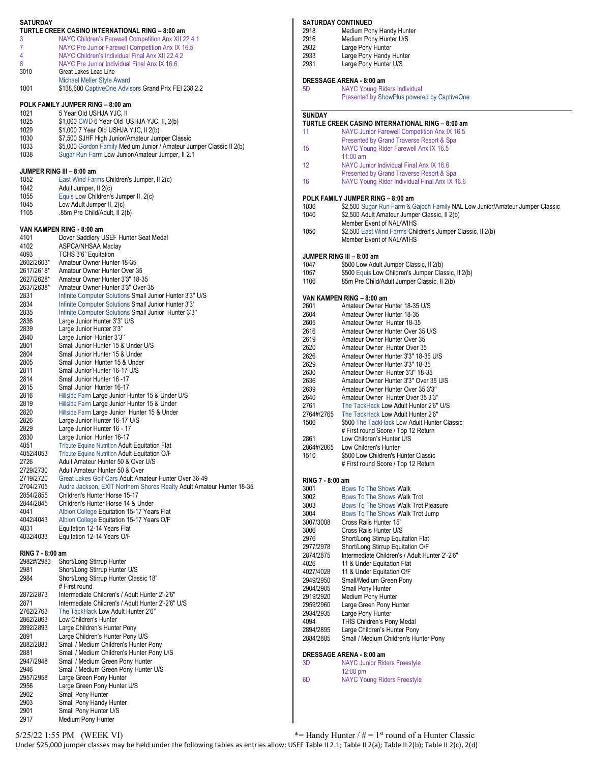## SATURDAY

### TURTLE CREEK CASINO INTERNATIONAL RING – 8:00 am

| | |
|---|---|
| 3 | NAYC Children's Farewell Competition Anx XII 22.4.1 |
| 7 | NAYC Pre Junior Farewell Competition Anx IX 16.5 |
| 4 | NAYC Children's Individual Final Anx XII 22.4.2 |
| 8 | NAYC Pre Junior Individual Final Anx IX 16.6 |
| 3010 | Great Lakes Lead Line |
| | Michael Meller Style Award |
| 1001 | $138,600 CaptiveOne Advisors Grand Prix FEI 238.2.2 |

### POLK FAMILY JUMPER RING – 8:00 am

| | |
|---|---|
| 1021 | 5 Year Old USHJA YJC, II |
| 1025 | $1,000 CWD 6 Year Old USHJA YJC, II, 2(b) |
| 1029 | $1,000 7 Year Old USHJA YJC, II 2(b) |
| 1030 | $7,500 SJHF High Junior/Amateur Jumper Classic |
| 1033 | $5,000 Gordon Family Medium Junior / Amateur Jumper Classic II 2(b) |
| 1038 | Sugar Run Farm Low Junior/Amateur Jumper, II 2.1 |

### JUMPER RING III – 8:00 am

| | |
|---|---|
| 1052 | East Wind Farms Children's Jumper, II 2(c) |
| 1042 | Adult Jumper, II 2(c) |
| 1055 | Equis Low Children's Jumper II, 2(c) |
| 1045 | Low Adult Jumper II, 2(c) |
| 1105 | .85m Pre Child/Adult, II 2(b) |

### VAN KAMPEN RING - 8:00 am

| | |
|---|---|
| 4101 | Dover Saddlery USEF Hunter Seat Medal |
| 4102 | ASPCA/NHSAA Maclay |
| 4093 | TCHS 3'6" Equitation |
| 2602/2603* | Amateur Owner Hunter 18-35 |
| 2617/2618* | Amateur Owner Hunter Over 35 |
| 2627/2628* | Amateur Owner Hunter 3'3" 18-35 |
| 2637/2638* | Amateur Owner Hunter 3'3" Over 35 |
| 2831 | Infinite Computer Solutions Small Junior Hunter 3'3" U/S |
| 2834 | Infinite Computer Solutions Small Junior Hunter 3'3' |
| 2835 | Infinite Computer Solutions Small Junior Hunter 3'3'' |
| 2836 | Large Junior Hunter 3'3" U/S |
| 2839 | Large Junior Hunter 3'3" |
| 2840 | Large Junior Hunter 3'3'' |
| 2801 | Small Junior Hunter 15 & Under U/S |
| 2804 | Small Junior Hunter 15 & Under |
| 2805 | Small Junior Hunter 15 & Under |
| 2811 | Small Junior Hunter 16-17 U/S |
| 2814 | Small Junior Hunter 16 -17 |
| 2815 | Small Junior Hunter 16-17 |
| 2816 | Hillside Farm Large Junior Hunter 15 & Under U/S |
| 2819 | Hillside Farm Large Junior Hunter 15 & Under |
| 2820 | Hillside Farm Large Junior Hunter 15 & Under |
| 2826 | Large Junior Hunter 16-17 U/S |
| 2829 | Large Junior Hunter 16 - 17 |
| 2830 | Large Junior Hunter 16-17 |
| 4051 | Tribute Equine Nutrition Adult Equitation Flat |
| 4052/4053 | Tribute Equine Nutrition Adult Equitation O/F |
| 2726 | Adult Amateur Hunter 50 & Over U/S |
| 2729/2730 | Adult Amateur Hunter 50 & Over |
| 2719/2720 | Great Lakes Golf Cars Adult Amateur Hunter Over 36-49 |
| 2704/2705 | Audra Jackson, EXIT Northern Shores Realty Adult Amateur Hunter 18-35 |
| 2854/2855 | Children's Hunter Horse 15-17 |
| 2844/2845 | Children's Hunter Horse 14 & Under |
| 4041 | Albion College Equitation 15-17 Years Flat |
| 4042/4043 | Albion College Equitation 15-17 Years O/F |
| 4031 | Equitation 12-14 Years Flat |
| 4032/4033 | Equitation 12-14 Years O/F |

### RING 7 - 8:00 am

| | |
|---|---|
| 2982#/2983 | Short/Long Stirrup Hunter |
| 2981 | Short/Long Stirrup Hunter U/S |
| 2984 | Short/Long Stirrup Hunter Classic 18" |
| | # First round |
| 2872/2873 | Intermediate Children's / Adult Hunter 2'-2'6" |
| 2871 | Intermediate Children's / Adult Hunter 2'-2'6" U/S |
| 2762/2763 | The TackHack Low Adult Hunter 2'6" |
| 2862/2863 | Low Children's Hunter |
| 2892/2893 | Large Children's Hunter Pony |
| 2891 | Large Children's Hunter Pony U/S |
| 2882/2883 | Small / Medium Children's Hunter Pony |
| 2881 | Small / Medium Children's Hunter Pony U/S |
| 2947/2948 | Small / Medium Green Pony Hunter |
| 2946 | Small / Medium Green Pony Hunter U/S |
| 2957/2958 | Large Green Pony Hunter |
| 2956 | Large Green Pony Hunter U/S |
| 2902 | Small Pony Hunter |
| 2903 | Small Pony Handy Hunter |
| 2901 | Small Pony Hunter U/S |
| 2917 | Medium Pony Hunter |

## SATURDAY CONTINUED

| | |
|---|---|
| 2918 | Medium Pony Handy Hunter |
| 2916 | Medium Pony Hunter U/S |
| 2932 | Large Pony Hunter |
| 2933 | Large Pony Handy Hunter |
| 2931 | Large Pony Hunter U/S |

### DRESSAGE ARENA - 8:00 am

| | |
|---|---|
| 5D | NAYC Young Riders Individual |
| | Presented by ShowPlus powered by CaptiveOne |

## SUNDAY

### TURTLE CREEK CASINO INTERNATIONAL RING – 8:00 am

| | |
|---|---|
| 11 | NAYC Junior Farewell Competition Anx IX 16.5 |
| | Presented by Grand Traverse Resort & Spa |
| 15 | NAYC Young Rider Farewell Anx IX 16.5 |
| | 11:00 am |
| 12 | NAYC Junior Individual Final Anx IX 16.6 |
| | Presented by Grand Traverse Resort & Spa |
| 16 | NAYC Young Rider Individual Final Anx IX 16.6 |

### POLK FAMILY JUMPER RING – 8:00 am

| | |
|---|---|
| 1036 | $2,500 Sugar Run Farm & Gajoch Family NAL Low Junior/Amateur Jumper Classic |
| 1040 | $2,500 Adult Amateur Jumper Classic, II 2(b) |
| | Member Event of NAL/WIHS |
| 1050 | $2,500 East Wind Farms Children's Jumper Classic, II 2(b) |
| | Member Event of NAL/WIHS |

### JUMPER RING III – 8:00 am

| | |
|---|---|
| 1047 | $500 Low Adult Jumper Classic, II 2(b) |
| 1057 | $500 Equis Low Children's Jumper Classic, II 2(b) |
| 1106 | 85m Pre Child/Adult Jumper Classic, II 2(b) |

### VAN KAMPEN RING – 8:00 am

| | |
|---|---|
| 2601 | Amateur Owner Hunter 18-35 U/S |
| 2604 | Amateur Owner Hunter 18-35 |
| 2605 | Amateur Owner Hunter 18-35 |
| 2616 | Amateur Owner Hunter Over 35 U/S |
| 2619 | Amateur Owner Hunter Over 35 |
| 2620 | Amateur Owner Hunter Over 35 |
| 2626 | Amateur Owner Hunter 3'3" 18-35 U/S |
| 2629 | Amateur Owner Hunter 3'3" 18-35 |
| 2630 | Amateur Owner Hunter 3'3" 18-35 |
| 2636 | Amateur Owner Hunter 3'3" Over 35 U/S |
| 2639 | Amateur Owner Hunter Over 35 3'3" |
| 2640 | Amateur Owner Hunter Over 35 3'3" |
| 2761 | The TackHack Low Adult Hunter 2'6" U/S |
| 2764#/2765 | The TackHack Low Adult Hunter 2'6" |
| 1506 | $500 The TackHack Low Adult Hunter Classic |
| | # First round Score / Top 12 Return |
| 2861 | Low Children's Hunter U/S |
| 2864#/2865 | Low Children's Hunter |
| 1510 | $500 Low Children's Hunter Classic |
| | # First round Score / Top 12 Return |

### RING 7 - 8:00 am

| | |
|---|---|
| 3001 | Bows To The Shows Walk |
| 3002 | Bows To The Shows Walk Trot |
| 3003 | Bows To The Shows Walk Trot Pleasure |
| 3004 | Bows To The Shows Walk Trot Jump |
| 3007/3008 | Cross Rails Hunter 15" |
| 3006 | Cross Rails Hunter U/S |
| 2976 | Short/Long Stirrup Equitation Flat |
| 2977/2978 | Short/Long Stirrup Equitation O/F |
| 2874/2875 | Intermediate Children's / Adult Hunter 2'-2'6" |
| 4026 | 11 & Under Equitation Flat |
| 4027/4028 | 11 & Under Equitation O/F |
| 2949/2950 | Small/Medium Green Pony |
| 2904/2905 | Small Pony Hunter |
| 2919/2920 | Medium Pony Hunter |
| 2959/2960 | Large Green Pony Hunter |
| 2934/2935 | Large Pony Hunter |
| 4094 | THIS Children's Pony Medal |
| 2894/2895 | Large Children's Hunter Pony |
| 2884/2885 | Small / Medium Children's Hunter Pony |

### DRESSAGE ARENA - 8:00 am

| | |
|---|---|
| 3D | NAYC Junior Riders Freestyle |
| | 12:00 pm |
| 6D | NAYC Young Riders Freestyle |

5/25/22 1:55 PM (WEEK VI)

*= Handy Hunter / # = 1st round of a Hunter Classic

Under $25,000 jumper classes may be held under the following tables as entries allow: USEF Table II 2.1; Table II 2(a); Table II 2(b); Table II 2(c), 2(d)